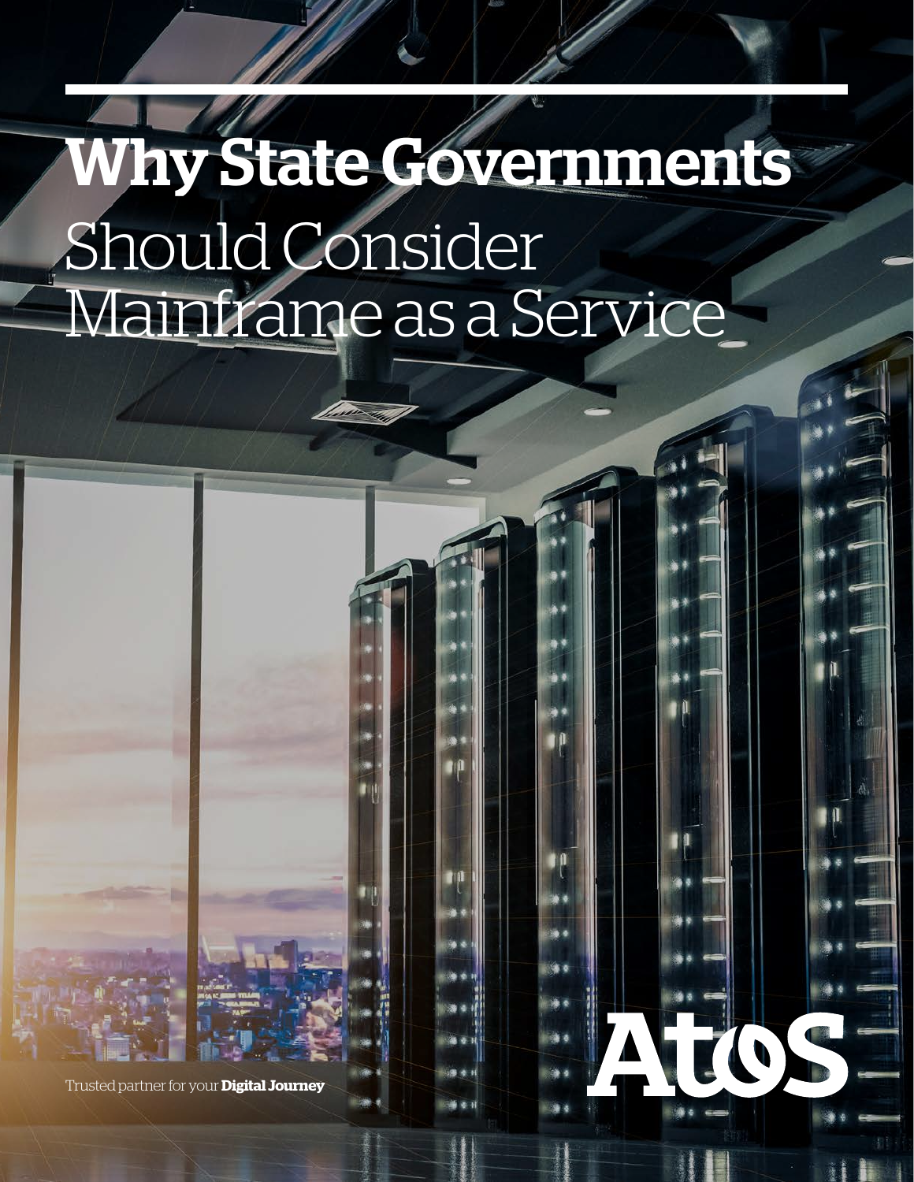# **Why State Governments** Should Consider Mainframe as a Service

Trusted partner for your **Digital Journey**

Atos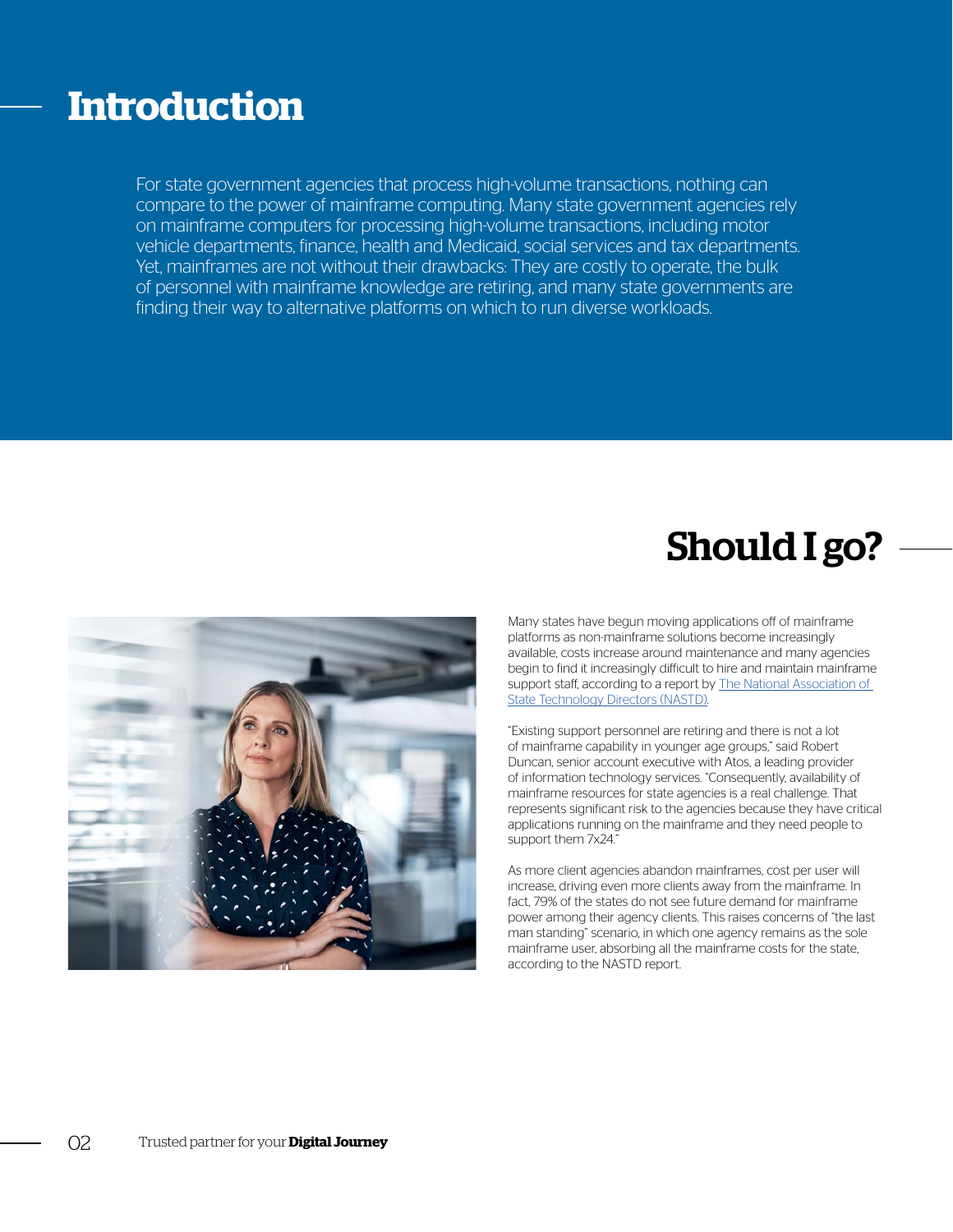# Introduction

For state government agencies that process high-volume transactions, nothing can compare to the power of mainframe computing. Many state government agencies rely on mainframe computers for processing high-volume transactions, including motor vehicle departments, finance, health and Medicaid, social services and tax departments. Yet, mainframes are not without their drawbacks: They are costly to operate, the bulk of personnel with mainframe knowledge are retiring, and many state governments are finding their way to alternative platforms on which to run diverse workloads.

## Should I go?

Many states have begun moving applications off of mainframe platforms as non-mainframe solutions become increasingly available, costs increase around maintenance and many agencies begin to find it increasingly difficult to hire and maintain mainframe support staff, according to a report by The National Association of State Technology Directors (NASTD).

"Existing support personnel are retiring and there is not a lot of mainframe capability in younger age groups," said Robert Duncan, senior account executive with Atos, a leading provider of information technology services. "Consequently, availability of mainframe resources for state agencies is a real challenge. That represents significant risk to the agencies because they have critical applications running on the mainframe and they need people to support them 7x24."

As more client agencies abandon mainframes, cost per user will increase, driving even more clients away from the mainframe. In fact, 79% of the states do not see future demand for mainframe power among their agency clients. This raises concerns of "the last man standing" scenario, in which one agency remains as the sole mainframe user, absorbing all the mainframe costs for the state, according to the NASTD report.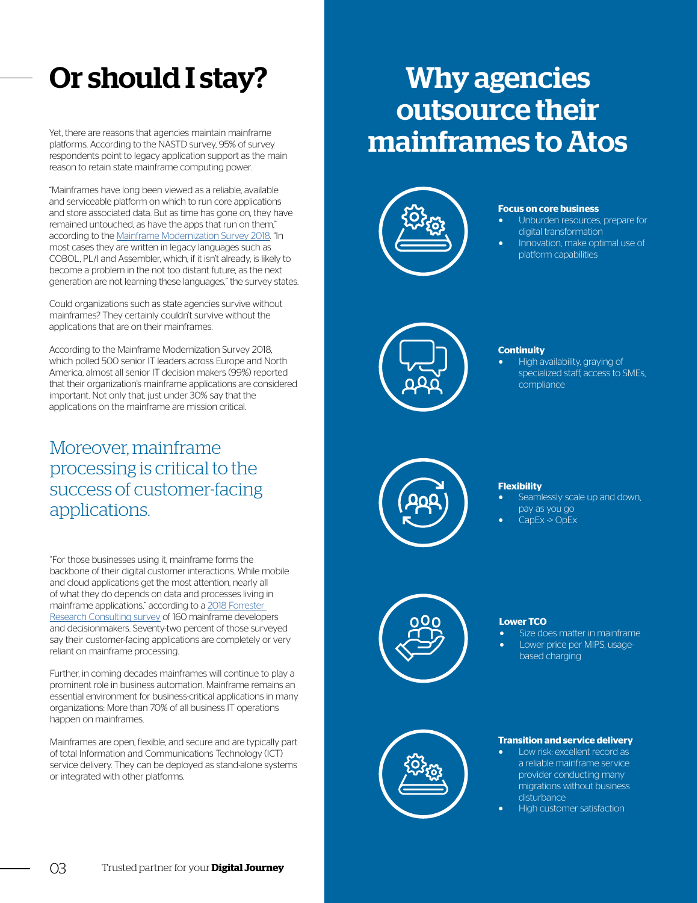# Or should I stay?

Yet, there are reasons that agencies maintain mainframe platforms. According to the NASTD survey, 95% of survey respondents point to legacy application support as the main reason to retain state mainframe computing power.

"Mainframes have long been viewed as a reliable, available and serviceable platform on which to run core applications and store associated data. But as time has gone on, they have remained untouched, as have the apps that run on them," according to the Mainframe Modernization Survey 2018. "In most cases they are written in legacy languages such as COBOL, PL/I and Assembler, which, if it isn't already, is likely to become a problem in the not too distant future, as the next generation are not learning these languages," the survey states.

Could organizations such as state agencies survive without mainframes? They certainly couldn't survive without the applications that are on their mainframes.

According to the Mainframe Modernization Survey 2018, which polled 500 senior IT leaders across Europe and North America, almost all senior IT decision makers (99%) reported that their organization's mainframe applications are considered important. Not only that, just under 30% say that the applications on the mainframe are mission critical.

## Moreover, mainframe processing is critical to the success of customer-facing applications.

"For those businesses using it, mainframe forms the backbone of their digital customer interactions. While mobile and cloud applications get the most attention, nearly all of what they do depends on data and processes living in mainframe applications," according to a 2018 Forrester Research Consulting survey of 160 mainframe developers and decisionmakers. Seventy-two percent of those surveyed say their customer-facing applications are completely or very reliant on mainframe processing.

Further, in coming decades mainframes will continue to play a prominent role in business automation. Mainframe remains an essential environment for business-critical applications in many organizations: More than 70% of all business IT operations happen on mainframes.

Mainframes are open, flexible, and secure and are typically part of total Information and Communications Technology (ICT) service delivery. They can be deployed as stand-alone systems or integrated with other platforms.

# Why agencies outsource their mainframes to Atos

**Focus on core business**
- Unburden resources, prepare for digital transformation
- Innovation, make optimal use of platform capabilities

**Continuity**
- High availability, graying of specialized staff, access to SMEs, compliance

**Flexibility**
- Seamlessly scale up and down, pay as you go
- CapEx -> OpEx

**Lower TCO**
- Size does matter in mainframe
- Lower price per MIPS, usage-based charging

**Transition and service delivery**
- Low risk: excellent record as a reliable mainframe service provider conducting many migrations without business disturbance
- High customer satisfaction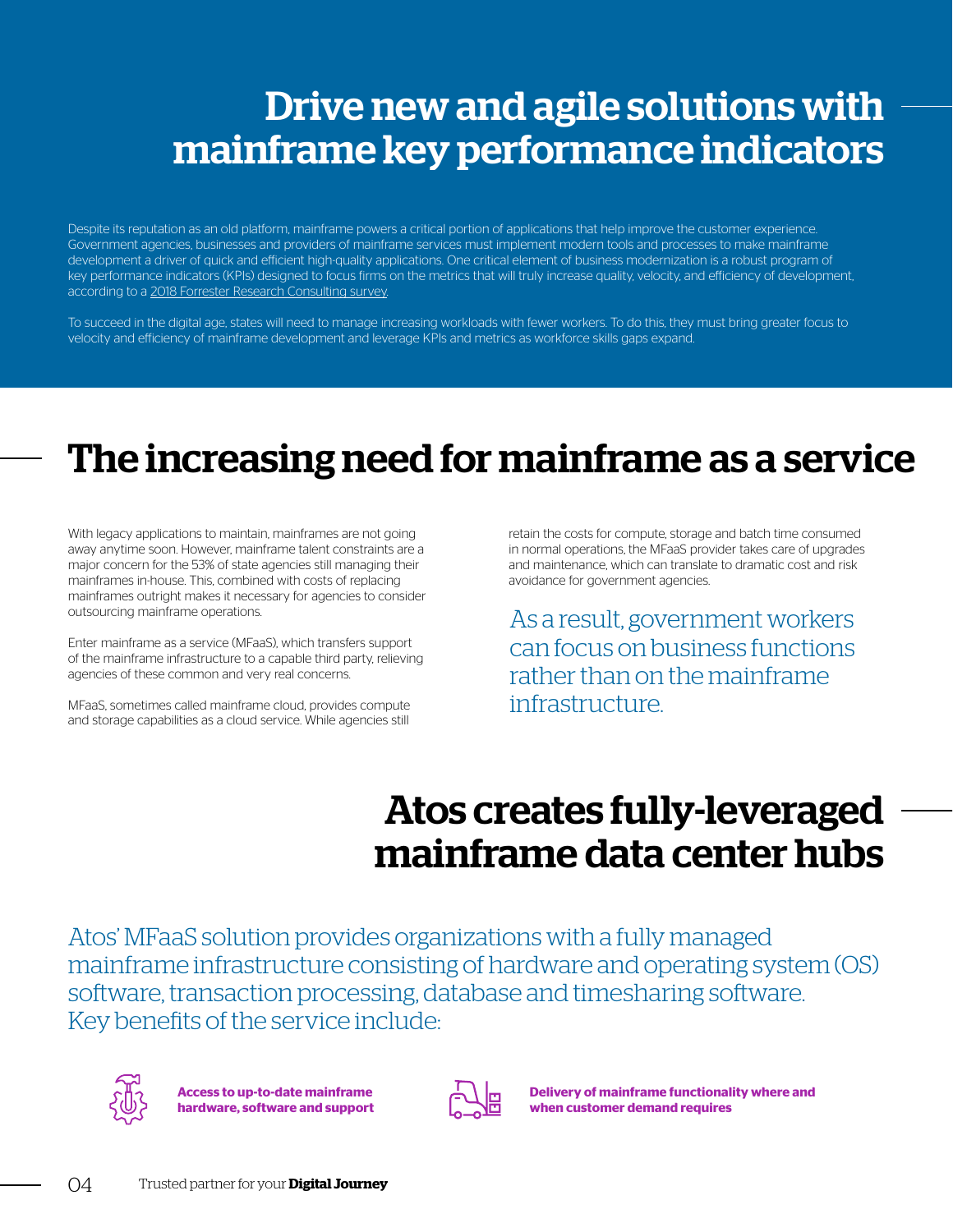# Drive new and agile solutions with mainframe key performance indicators

Despite its reputation as an old platform, mainframe powers a critical portion of applications that help improve the customer experience. Government agencies, businesses and providers of mainframe services must implement modern tools and processes to make mainframe development a driver of quick and efficient high-quality applications. One critical element of business modernization is a robust program of key performance indicators (KPIs) designed to focus firms on the metrics that will truly increase quality, velocity, and efficiency of development, according to a 2018 Forrester Research Consulting survey.

To succeed in the digital age, states will need to manage increasing workloads with fewer workers. To do this, they must bring greater focus to velocity and efficiency of mainframe development and leverage KPIs and metrics as workforce skills gaps expand.

# The increasing need for mainframe as a service

With legacy applications to maintain, mainframes are not going away anytime soon. However, mainframe talent constraints are a major concern for the 53% of state agencies still managing their mainframes in-house. This, combined with costs of replacing mainframes outright makes it necessary for agencies to consider outsourcing mainframe operations.

Enter mainframe as a service (MFaaS), which transfers support of the mainframe infrastructure to a capable third party, relieving agencies of these common and very real concerns.

MFaaS, sometimes called mainframe cloud, provides compute and storage capabilities as a cloud service. While agencies still retain the costs for compute, storage and batch time consumed in normal operations, the MFaaS provider takes care of upgrades and maintenance, which can translate to dramatic cost and risk avoidance for government agencies.

As a result, government workers can focus on business functions rather than on the mainframe infrastructure.

# Atos creates fully-leveraged mainframe data center hubs

Atos' MFaaS solution provides organizations with a fully managed mainframe infrastructure consisting of hardware and operating system (OS) software, transaction processing, database and timesharing software. Key benefits of the service include:

- **Access to up-to-date mainframe hardware, software and support**
- **Delivery of mainframe functionality where and when customer demand requires**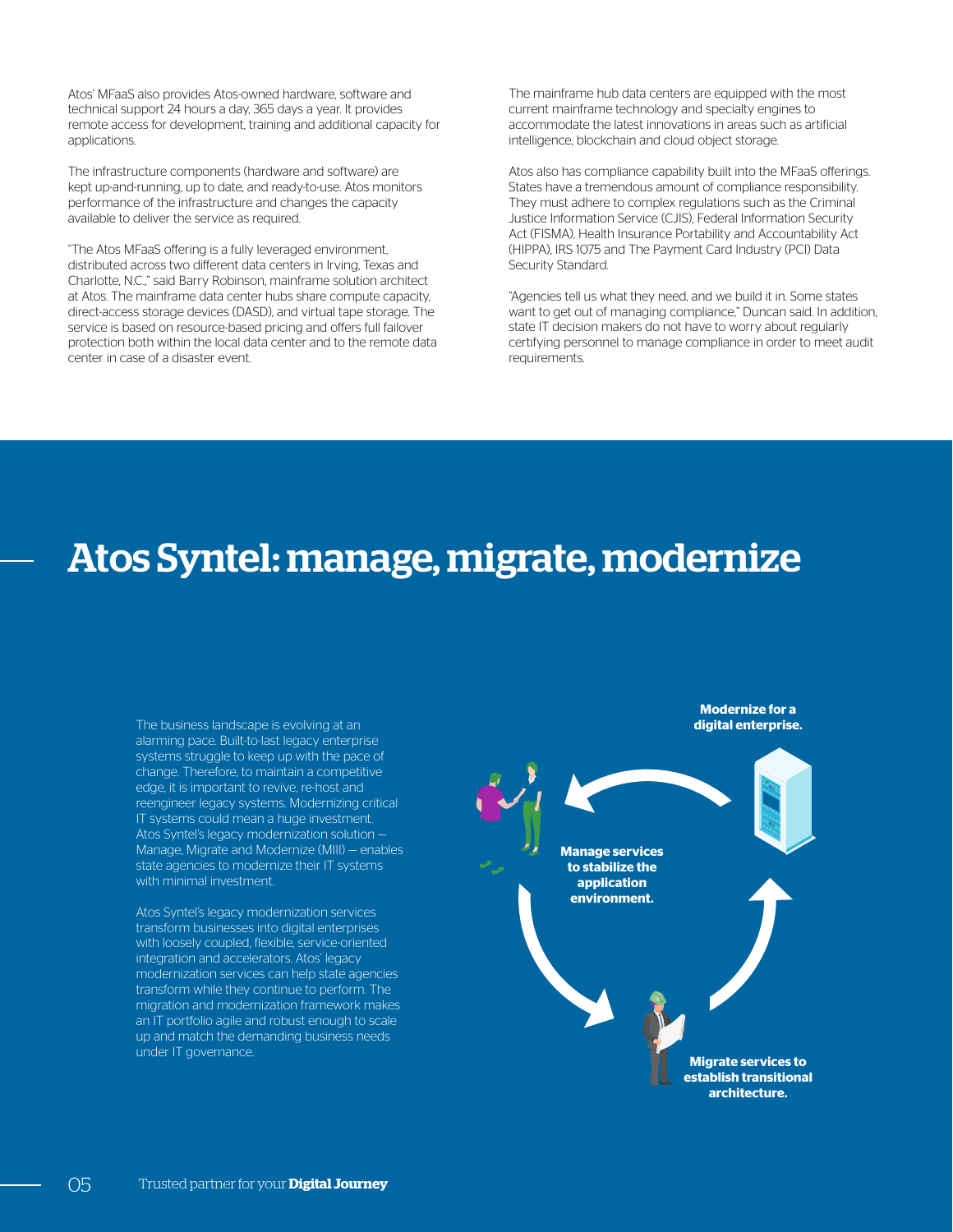Atos' MFaaS also provides Atos-owned hardware, software and technical support 24 hours a day, 365 days a year. It provides remote access for development, training and additional capacity for applications.

The infrastructure components (hardware and software) are kept up-and-running, up to date, and ready-to-use. Atos monitors performance of the infrastructure and changes the capacity available to deliver the service as required.

"The Atos MFaaS offering is a fully leveraged environment, distributed across two different data centers in Irving, Texas and Charlotte, N.C.," said Barry Robinson, mainframe solution architect at Atos. The mainframe data center hubs share compute capacity, direct-access storage devices (DASD), and virtual tape storage. The service is based on resource-based pricing and offers full failover protection both within the local data center and to the remote data center in case of a disaster event.

The mainframe hub data centers are equipped with the most current mainframe technology and specialty engines to accommodate the latest innovations in areas such as artificial intelligence, blockchain and cloud object storage.

Atos also has compliance capability built into the MFaaS offerings. States have a tremendous amount of compliance responsibility. They must adhere to complex regulations such as the Criminal Justice Information Service (CJIS), Federal Information Security Act (FISMA), Health Insurance Portability and Accountability Act (HIPPA), IRS 1075 and The Payment Card Industry (PCI) Data Security Standard.

"Agencies tell us what they need, and we build it in. Some states want to get out of managing compliance," Duncan said. In addition, state IT decision makers do not have to worry about regularly certifying personnel to manage compliance in order to meet audit requirements.

# Atos Syntel: manage, migrate, modernize

The business landscape is evolving at an alarming pace. Built-to-last legacy enterprise systems struggle to keep up with the pace of change. Therefore, to maintain a competitive edge, it is important to revive, re-host and reengineer legacy systems. Modernizing critical IT systems could mean a huge investment. Atos Syntel's legacy modernization solution — Manage, Migrate and Modernize (MIII) — enables state agencies to modernize their IT systems with minimal investment.

Atos Syntel's legacy modernization services transform businesses into digital enterprises with loosely coupled, flexible, service-oriented integration and accelerators. Atos' legacy modernization services can help state agencies transform while they continue to perform. The migration and modernization framework makes an IT portfolio agile and robust enough to scale up and match the demanding business needs under IT governance.

**Modernize for a digital enterprise.**

**Manage services to stabilize the application environment.**

**Migrate services to establish transitional architecture.**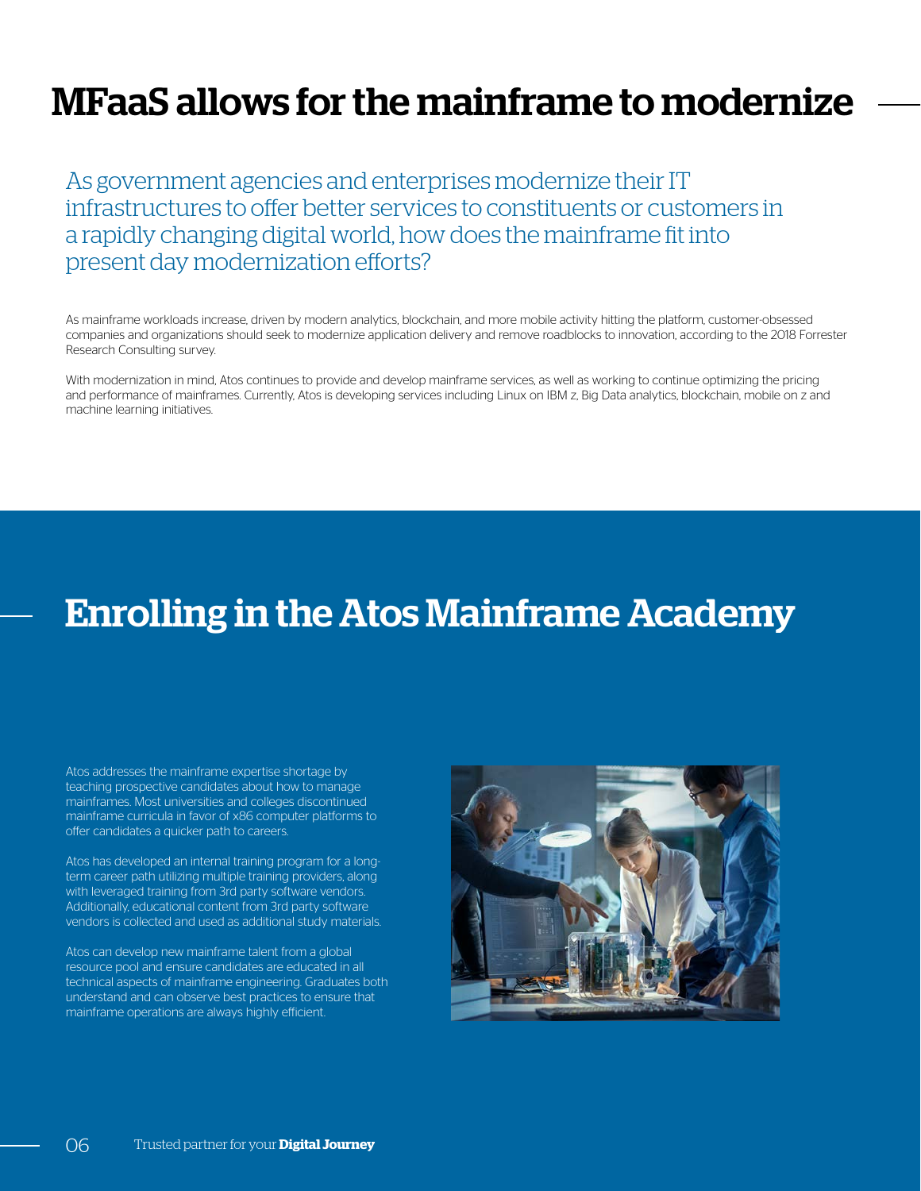# MFaaS allows for the mainframe to modernize

As government agencies and enterprises modernize their IT infrastructures to offer better services to constituents or customers in a rapidly changing digital world, how does the mainframe fit into present day modernization efforts?

As mainframe workloads increase, driven by modern analytics, blockchain, and more mobile activity hitting the platform, customer-obsessed companies and organizations should seek to modernize application delivery and remove roadblocks to innovation, according to the 2018 Forrester Research Consulting survey.

With modernization in mind, Atos continues to provide and develop mainframe services, as well as working to continue optimizing the pricing and performance of mainframes. Currently, Atos is developing services including Linux on IBM z, Big Data analytics, blockchain, mobile on z and machine learning initiatives.

# Enrolling in the Atos Mainframe Academy

Atos addresses the mainframe expertise shortage by teaching prospective candidates about how to manage mainframes. Most universities and colleges discontinued mainframe curricula in favor of x86 computer platforms to offer candidates a quicker path to careers.

Atos has developed an internal training program for a long-term career path utilizing multiple training providers, along with leveraged training from 3rd party software vendors. Additionally, educational content from 3rd party software vendors is collected and used as additional study materials.

Atos can develop new mainframe talent from a global resource pool and ensure candidates are educated in all technical aspects of mainframe engineering. Graduates both understand and can observe best practices to ensure that mainframe operations are always highly efficient.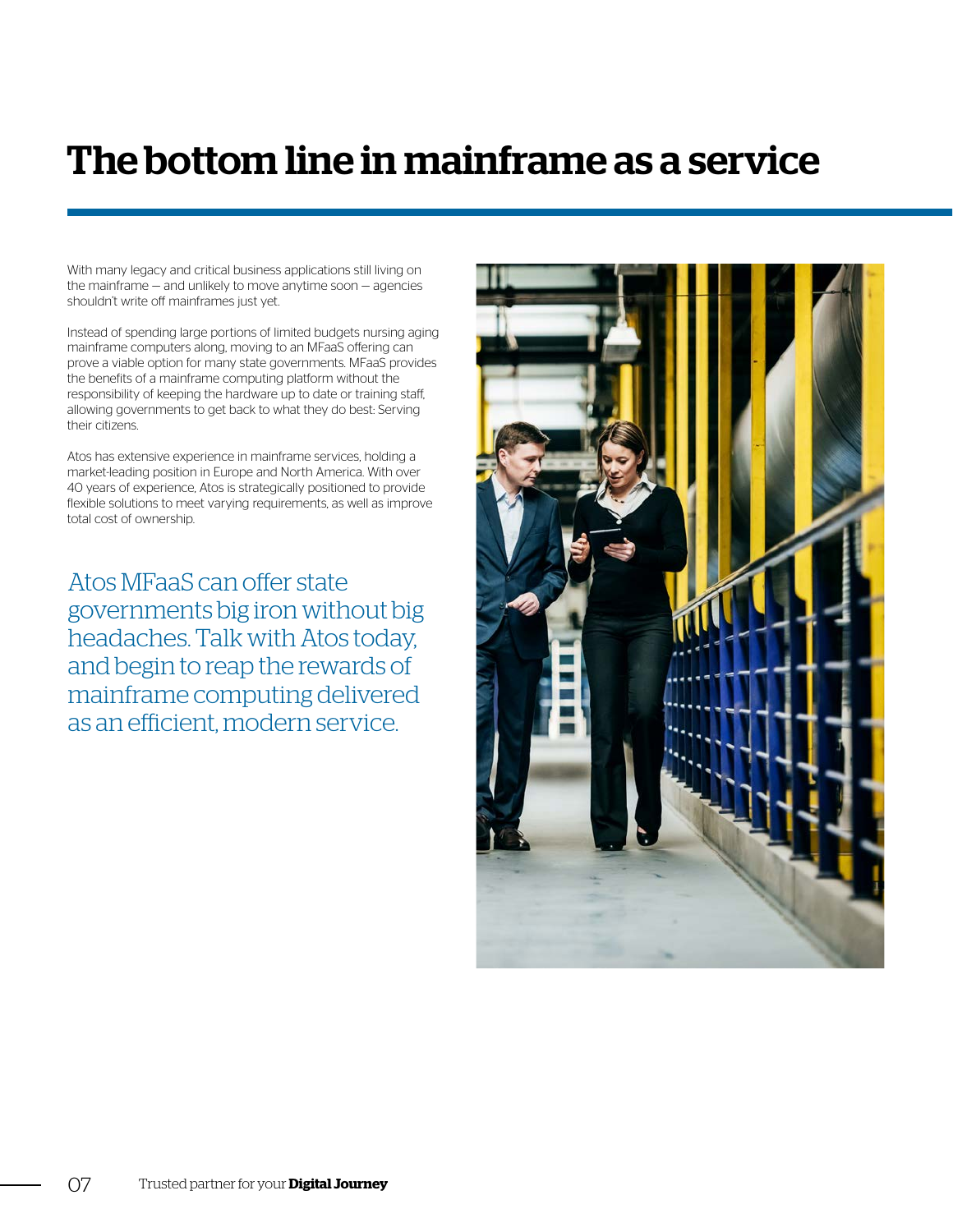# The bottom line in mainframe as a service

With many legacy and critical business applications still living on the mainframe — and unlikely to move anytime soon — agencies shouldn't write off mainframes just yet.

Instead of spending large portions of limited budgets nursing aging mainframe computers along, moving to an MFaaS offering can prove a viable option for many state governments. MFaaS provides the benefits of a mainframe computing platform without the responsibility of keeping the hardware up to date or training staff, allowing governments to get back to what they do best: Serving their citizens.

Atos has extensive experience in mainframe services, holding a market-leading position in Europe and North America. With over 40 years of experience, Atos is strategically positioned to provide flexible solutions to meet varying requirements, as well as improve total cost of ownership.

Atos MFaaS can offer state governments big iron without big headaches. Talk with Atos today, and begin to reap the rewards of mainframe computing delivered as an efficient, modern service.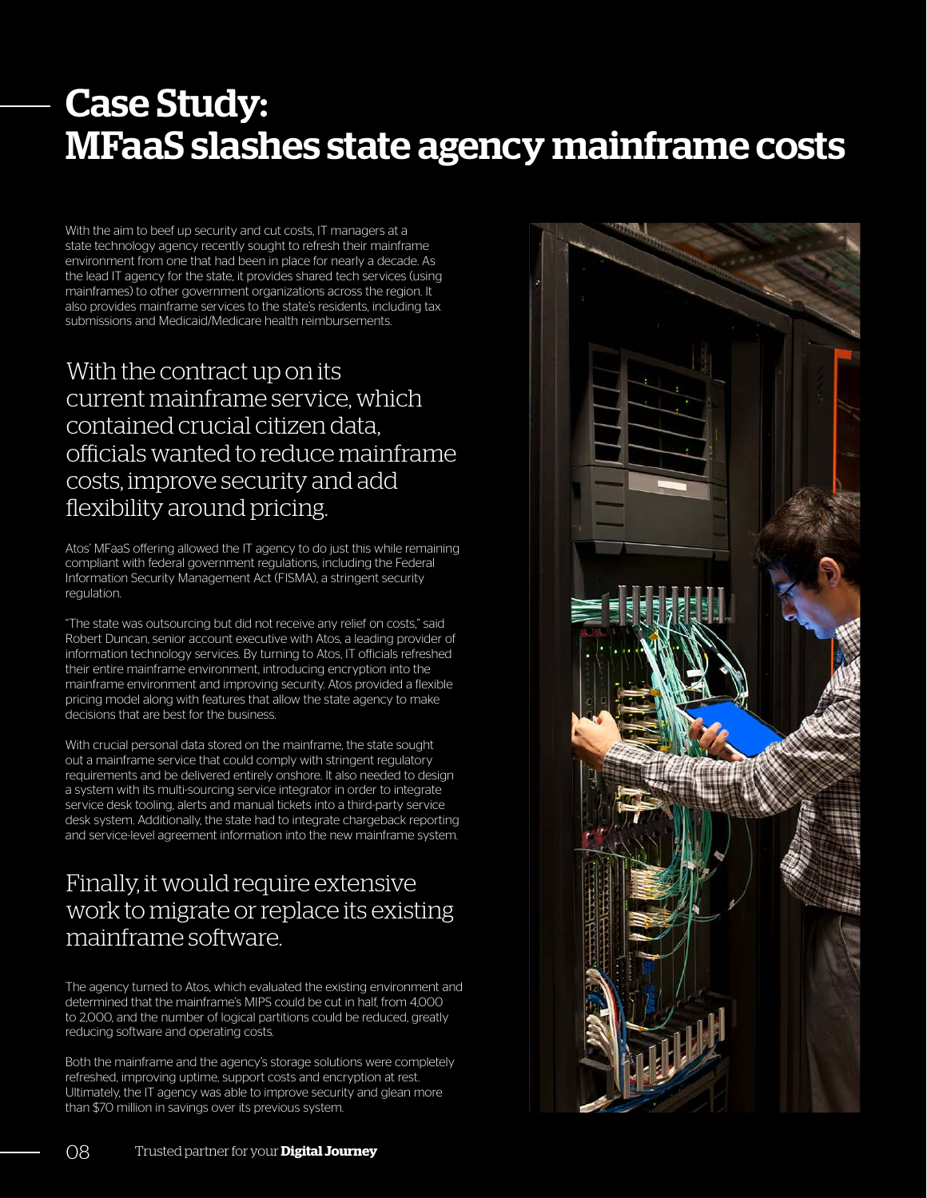# Case Study: MFaaS slashes state agency mainframe costs

With the aim to beef up security and cut costs, IT managers at a state technology agency recently sought to refresh their mainframe environment from one that had been in place for nearly a decade. As the lead IT agency for the state, it provides shared tech services (using mainframes) to other government organizations across the region. It also provides mainframe services to the state's residents, including tax submissions and Medicaid/Medicare health reimbursements.

## With the contract up on its current mainframe service, which contained crucial citizen data, officials wanted to reduce mainframe costs, improve security and add flexibility around pricing.

Atos' MFaaS offering allowed the IT agency to do just this while remaining compliant with federal government regulations, including the Federal Information Security Management Act (FISMA), a stringent security regulation.

"The state was outsourcing but did not receive any relief on costs," said Robert Duncan, senior account executive with Atos, a leading provider of information technology services. By turning to Atos, IT officials refreshed their entire mainframe environment, introducing encryption into the mainframe environment and improving security. Atos provided a flexible pricing model along with features that allow the state agency to make decisions that are best for the business.

With crucial personal data stored on the mainframe, the state sought out a mainframe service that could comply with stringent regulatory requirements and be delivered entirely onshore. It also needed to design a system with its multi-sourcing service integrator in order to integrate service desk tooling, alerts and manual tickets into a third-party service desk system. Additionally, the state had to integrate chargeback reporting and service-level agreement information into the new mainframe system.

## Finally, it would require extensive work to migrate or replace its existing mainframe software.

The agency turned to Atos, which evaluated the existing environment and determined that the mainframe's MIPS could be cut in half, from 4,000 to 2,000, and the number of logical partitions could be reduced, greatly reducing software and operating costs.

Both the mainframe and the agency's storage solutions were completely refreshed, improving uptime, support costs and encryption at rest. Ultimately, the IT agency was able to improve security and glean more than $70 million in savings over its previous system.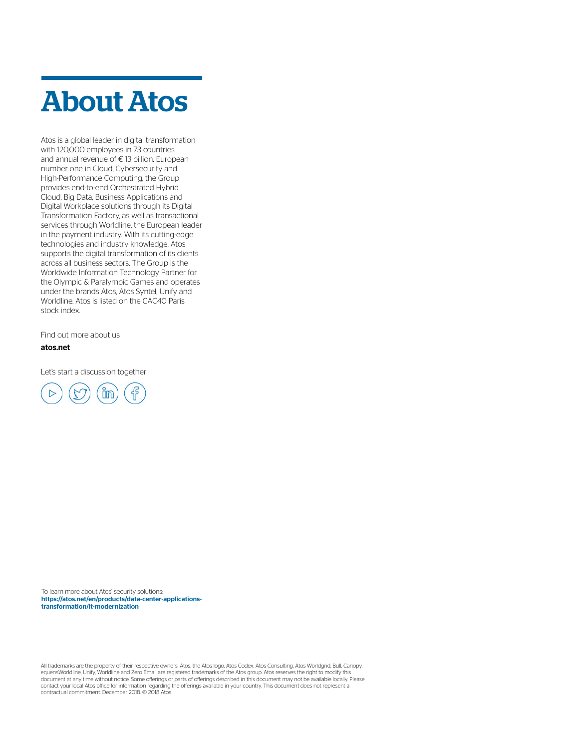# About Atos

Atos is a global leader in digital transformation with 120,000 employees in 73 countries and annual revenue of € 13 billion. European number one in Cloud, Cybersecurity and High-Performance Computing, the Group provides end-to-end Orchestrated Hybrid Cloud, Big Data, Business Applications and Digital Workplace solutions through its Digital Transformation Factory, as well as transactional services through Worldline, the European leader in the payment industry. With its cutting-edge technologies and industry knowledge, Atos supports the digital transformation of its clients across all business sectors. The Group is the Worldwide Information Technology Partner for the Olympic & Paralympic Games and operates under the brands Atos, Atos Syntel, Unify and Worldline. Atos is listed on the CAC40 Paris stock index.

Find out more about us

**atos.net**

Let's start a discussion together

To learn more about Atos' security solutions:
**https://atos.net/en/products/data-center-applications-transformation/it-modernization**

All trademarks are the property of their respective owners. Atos, the Atos logo, Atos Codex, Atos Consulting, Atos Worldgrid, Bull, Canopy, equensWorldline, Unify, Worldline and Zero Email are registered trademarks of the Atos group. Atos reserves the right to modify this document at any time without notice. Some offerings or parts of offerings described in this document may not be available locally. Please contact your local Atos office for information regarding the offerings available in your country. This document does not represent a contractual commitment. December 2018. © 2018 Atos